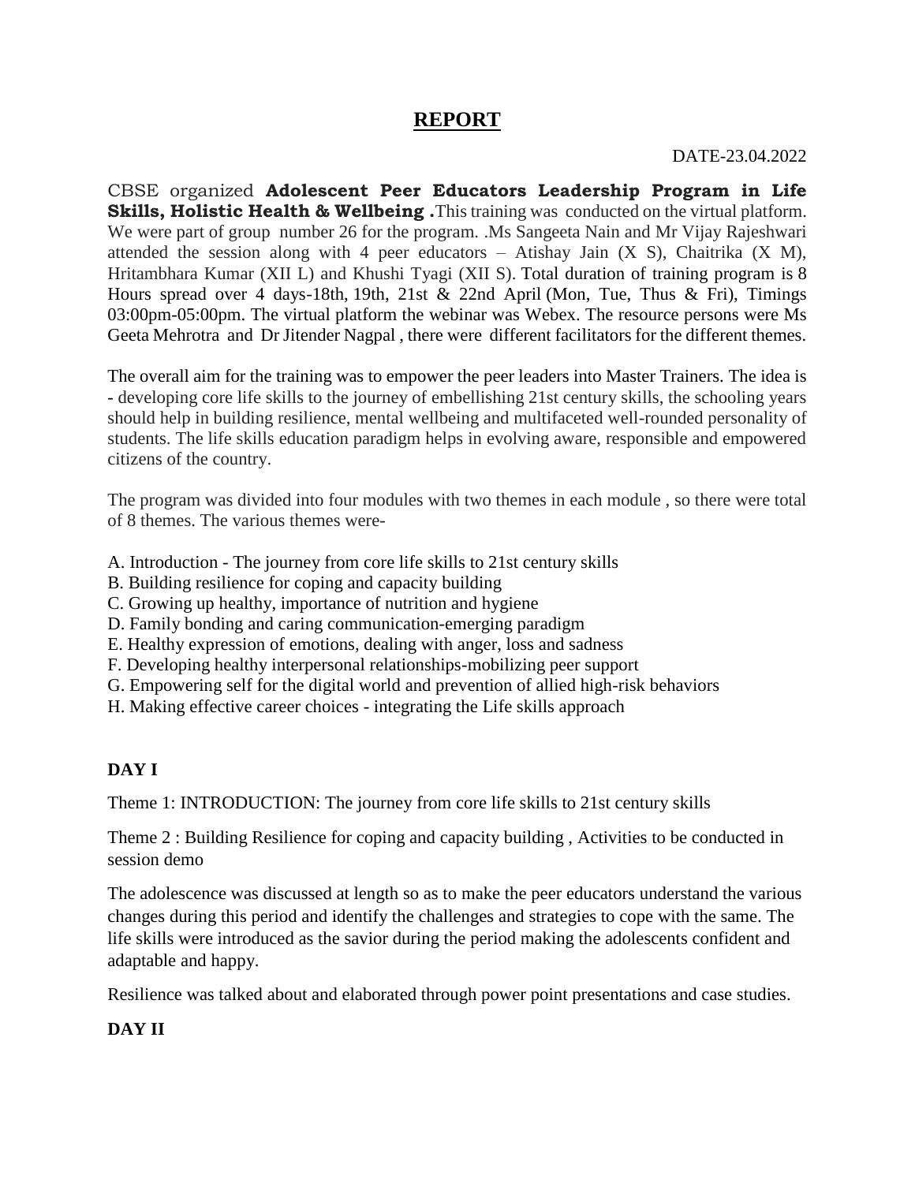# REPORT

DATE-23.04.2022

CBSE organized **Adolescent Peer Educators Leadership Program in Life Skills, Holistic Health & Wellbeing .**This training was conducted on the virtual platform. We were part of group number 26 for the program. .Ms Sangeeta Nain and Mr Vijay Rajeshwari attended the session along with 4 peer educators – Atishay Jain (X S), Chaitrika (X M), Hritambhara Kumar (XII L) and Khushi Tyagi (XII S). Total duration of training program is 8 Hours spread over 4 days-18th, 19th, 21st & 22nd April (Mon, Tue, Thus & Fri), Timings 03:00pm-05:00pm. The virtual platform the webinar was Webex. The resource persons were Ms Geeta Mehrotra and Dr Jitender Nagpal , there were different facilitators for the different themes.

The overall aim for the training was to empower the peer leaders into Master Trainers. The idea is - developing core life skills to the journey of embellishing 21st century skills, the schooling years should help in building resilience, mental wellbeing and multifaceted well-rounded personality of students. The life skills education paradigm helps in evolving aware, responsible and empowered citizens of the country.

The program was divided into four modules with two themes in each module , so there were total of 8 themes. The various themes were-

A. Introduction - The journey from core life skills to 21st century skills
B. Building resilience for coping and capacity building
C. Growing up healthy, importance of nutrition and hygiene
D. Family bonding and caring communication-emerging paradigm
E. Healthy expression of emotions, dealing with anger, loss and sadness
F. Developing healthy interpersonal relationships-mobilizing peer support
G. Empowering self for the digital world and prevention of allied high-risk behaviors
H. Making effective career choices - integrating the Life skills approach

**DAY I**

Theme 1: INTRODUCTION: The journey from core life skills to 21st century skills

Theme 2 : Building Resilience for coping and capacity building , Activities to be conducted in session demo

The adolescence was discussed at length so as to make the peer educators understand the various changes during this period and identify the challenges and strategies to cope with the same. The life skills were introduced as the savior during the period making the adolescents confident and adaptable and happy.

Resilience was talked about and elaborated through power point presentations and case studies.

**DAY II**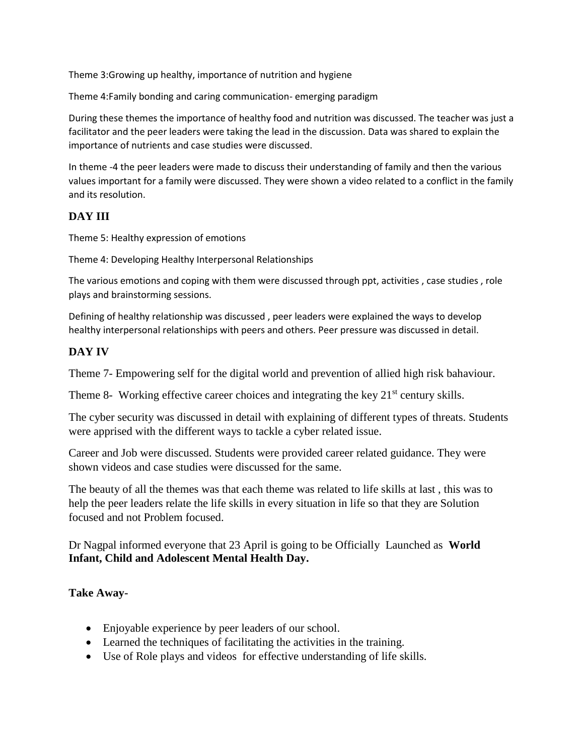Theme 3:Growing up healthy, importance of nutrition and hygiene

Theme 4:Family bonding and caring communication- emerging paradigm

During these themes the importance of healthy food and nutrition was discussed. The teacher was just a facilitator and the peer leaders were taking the lead in the discussion. Data was shared to explain the importance of nutrients and case studies were discussed.

In theme -4 the peer leaders were made to discuss their understanding of family and then the various values important for a family were discussed. They were shown a video related to a conflict in the family and its resolution.

## DAY III

Theme 5: Healthy expression of emotions

Theme 4: Developing Healthy Interpersonal Relationships

The various emotions and coping with them were discussed through ppt, activities , case studies , role plays and brainstorming sessions.

Defining of healthy relationship was discussed , peer leaders were explained the ways to develop healthy interpersonal relationships with peers and others. Peer pressure was discussed in detail.

## DAY IV

Theme 7- Empowering self for the digital world and prevention of allied high risk bahaviour.

Theme 8- Working effective career choices and integrating the key 21st century skills.

The cyber security was discussed in detail with explaining of different types of threats. Students were apprised with the different ways to tackle a cyber related issue.

Career and Job were discussed. Students were provided career related guidance. They were shown videos and case studies were discussed for the same.

The beauty of all the themes was that each theme was related to life skills at last , this was to help the peer leaders relate the life skills in every situation in life so that they are Solution focused and not Problem focused.

Dr Nagpal informed everyone that 23 April is going to be Officially Launched as **World Infant, Child and Adolescent Mental Health Day.**

**Take Away-**

- Enjoyable experience by peer leaders of our school.
- Learned the techniques of facilitating the activities in the training.
- Use of Role plays and videos for effective understanding of life skills.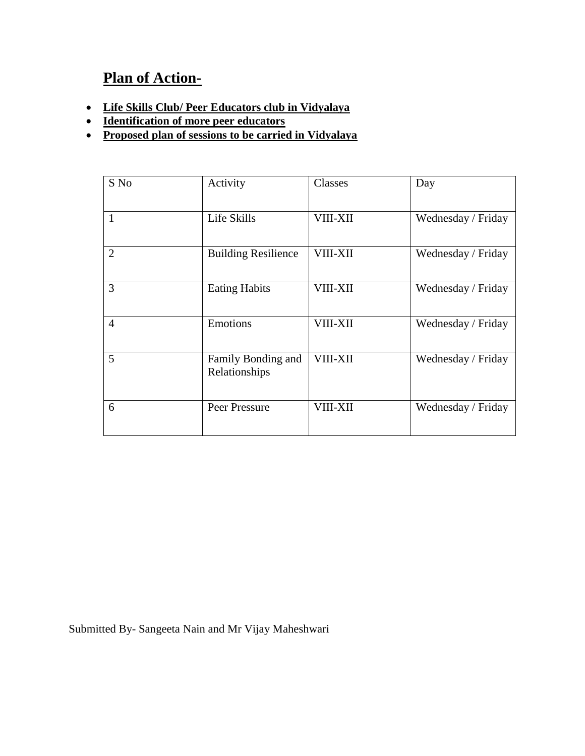# **Plan of Action-**

- **Life Skills Club/ Peer Educators club in Vidyalaya**
- **Identification of more peer educators**
- **Proposed plan of sessions to be carried in Vidyalaya**

| S No | Activity | Classes | Day |
|---|---|---|---|
| 1 | Life Skills | VIII-XII | Wednesday / Friday |
| 2 | Building Resilience | VIII-XII | Wednesday / Friday |
| 3 | Eating Habits | VIII-XII | Wednesday / Friday |
| 4 | Emotions | VIII-XII | Wednesday / Friday |
| 5 | Family Bonding and Relationships | VIII-XII | Wednesday / Friday |
| 6 | Peer Pressure | VIII-XII | Wednesday / Friday |

Submitted By- Sangeeta Nain and Mr Vijay Maheshwari